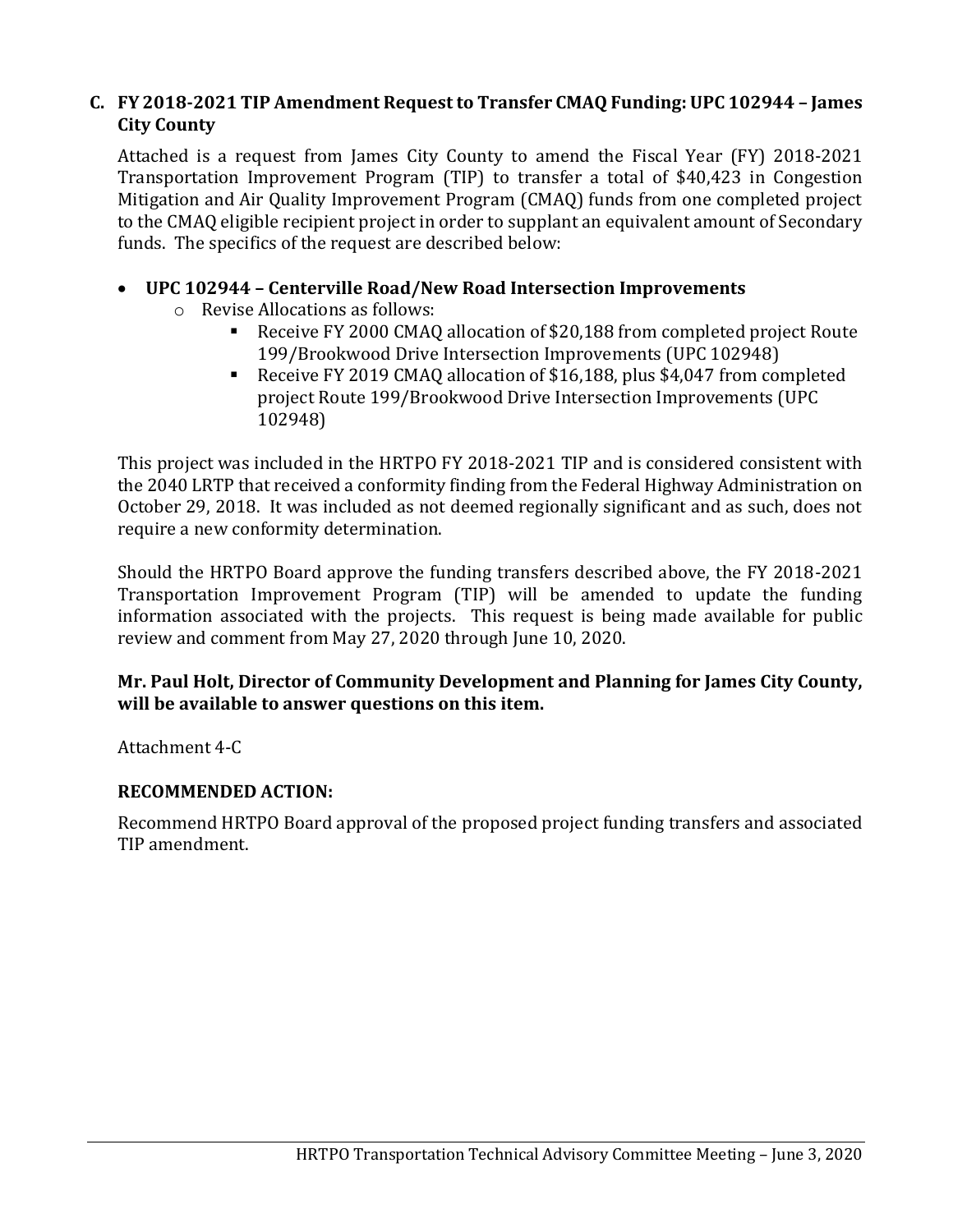### C. FY 2018-2021 TIP Amendment Request to Transfer CMAQ Funding: UPC 102944 – James City County

Attached is a request from James City County to amend the Fiscal Year (FY) 2018-2021 Transportation Improvement Program (TIP) to transfer a total of $40,423 in Congestion Mitigation and Air Quality Improvement Program (CMAQ) funds from one completed project to the CMAQ eligible recipient project in order to supplant an equivalent amount of Secondary funds. The specifics of the request are described below:

- **UPC 102944 – Centerville Road/New Road Intersection Improvements**
  - Revise Allocations as follows:
    - Receive FY 2000 CMAQ allocation of $20,188 from completed project Route 199/Brookwood Drive Intersection Improvements (UPC 102948)
    - Receive FY 2019 CMAQ allocation of $16,188, plus $4,047 from completed project Route 199/Brookwood Drive Intersection Improvements (UPC 102948)

This project was included in the HRTPO FY 2018-2021 TIP and is considered consistent with the 2040 LRTP that received a conformity finding from the Federal Highway Administration on October 29, 2018. It was included as not deemed regionally significant and as such, does not require a new conformity determination.

Should the HRTPO Board approve the funding transfers described above, the FY 2018-2021 Transportation Improvement Program (TIP) will be amended to update the funding information associated with the projects. This request is being made available for public review and comment from May 27, 2020 through June 10, 2020.

**Mr. Paul Holt, Director of Community Development and Planning for James City County, will be available to answer questions on this item.**

Attachment 4-C

**RECOMMENDED ACTION:**

Recommend HRTPO Board approval of the proposed project funding transfers and associated TIP amendment.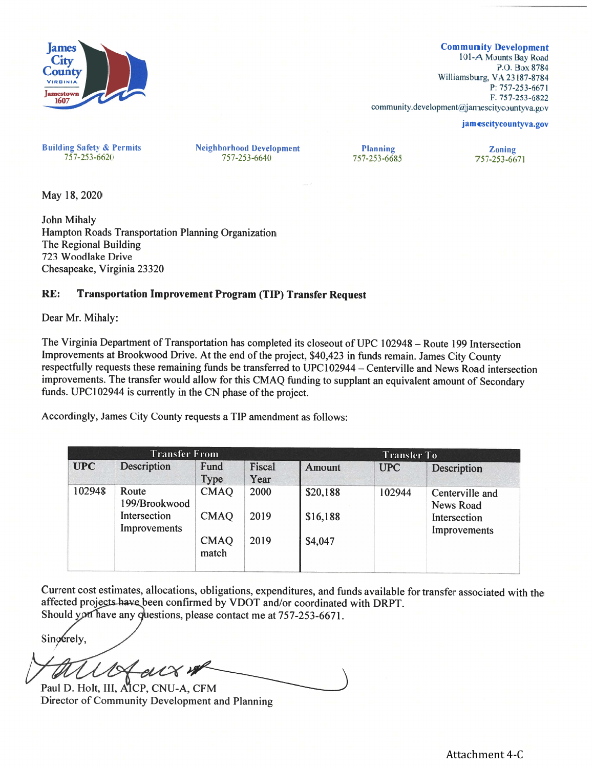James City County VIRGINIA Jamestown 1607

**Community Development**
101-A Mounts Bay Road
P.O. Box 8784
Williamsburg, VA 23187-8784
P: 757-253-6671
F. 757-253-6822
community.development@jamescitycountyva.gov

**jamescitycountyva.gov**

**Building Safety & Permits** 757-253-6620 | **Neighborhood Development** 757-253-6640 | **Planning** 757-253-6685 | **Zoning** 757-253-6671

May 18, 2020

John Mihaly
Hampton Roads Transportation Planning Organization
The Regional Building
723 Woodlake Drive
Chesapeake, Virginia 23320

**RE: Transportation Improvement Program (TIP) Transfer Request**

Dear Mr. Mihaly:

The Virginia Department of Transportation has completed its closeout of UPC 102948 – Route 199 Intersection Improvements at Brookwood Drive. At the end of the project, $40,423 in funds remain. James City County respectfully requests these remaining funds be transferred to UPC102944 – Centerville and News Road intersection improvements. The transfer would allow for this CMAQ funding to supplant an equivalent amount of Secondary funds. UPC102944 is currently in the CN phase of the project.

Accordingly, James City County requests a TIP amendment as follows:

| Transfer From | | | | | Transfer To | |
|---|---|---|---|---|---|---|
| UPC | Description | Fund Type | Fiscal Year | Amount | UPC | Description |
| 102948 | Route 199/Brookwood Intersection Improvements | CMAQ | 2000 | $20,188 | 102944 | Centerville and News Road Intersection Improvements |
| | | CMAQ | 2019 | $16,188 | | |
| | | CMAQ match | 2019 | $4,047 | | |

Current cost estimates, allocations, obligations, expenditures, and funds available for transfer associated with the affected projects have been confirmed by VDOT and/or coordinated with DRPT.
Should you have any questions, please contact me at 757-253-6671.

Sincerely,

Paul D. Holt, III, AICP, CNU-A, CFM
Director of Community Development and Planning

Attachment 4-C